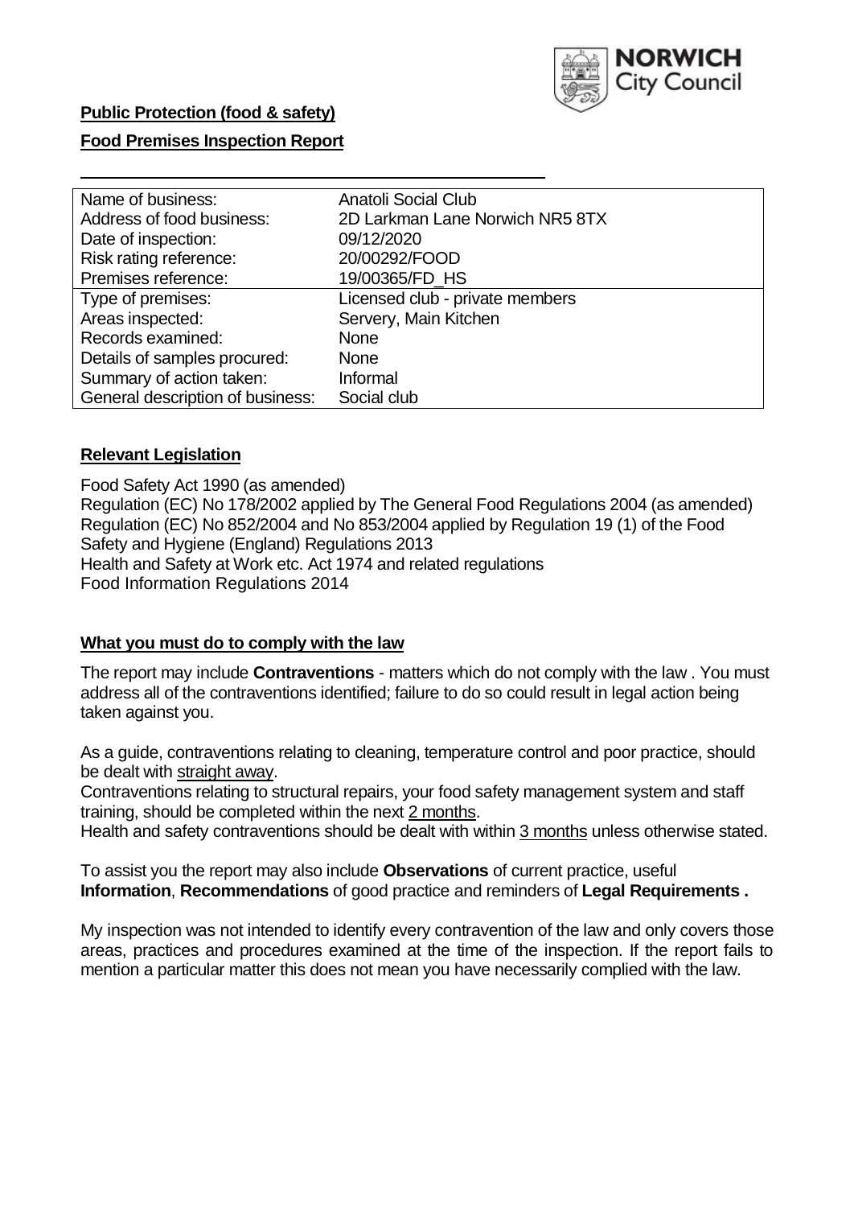**Public Protection (food & safety)**

**Food Premises Inspection Report**

| Name of business: | Anatoli Social Club |
| --- | --- |
| Address of food business: | 2D Larkman Lane Norwich NR5 8TX |
| Date of inspection: | 09/12/2020 |
| Risk rating reference: | 20/00292/FOOD |
| Premises reference: | 19/00365/FD_HS |
| Type of premises: | Licensed club - private members |
| Areas inspected: | Servery, Main Kitchen |
| Records examined: | None |
| Details of samples procured: | None |
| Summary of action taken: | Informal |
| General description of business: | Social club |

## Relevant Legislation

Food Safety Act 1990 (as amended)
Regulation (EC) No 178/2002 applied by The General Food Regulations 2004 (as amended)
Regulation (EC) No 852/2004 and No 853/2004 applied by Regulation 19 (1) of the Food Safety and Hygiene (England) Regulations 2013
Health and Safety at Work etc. Act 1974 and related regulations
Food Information Regulations 2014

## What you must do to comply with the law

The report may include **Contraventions** - matters which do not comply with the law . You must address all of the contraventions identified; failure to do so could result in legal action being taken against you.

As a guide, contraventions relating to cleaning, temperature control and poor practice, should be dealt with straight away.

Contraventions relating to structural repairs, your food safety management system and staff training, should be completed within the next 2 months.

Health and safety contraventions should be dealt with within 3 months unless otherwise stated.

To assist you the report may also include **Observations** of current practice, useful **Information**, **Recommendations** of good practice and reminders of **Legal Requirements .**

My inspection was not intended to identify every contravention of the law and only covers those areas, practices and procedures examined at the time of the inspection. If the report fails to mention a particular matter this does not mean you have necessarily complied with the law.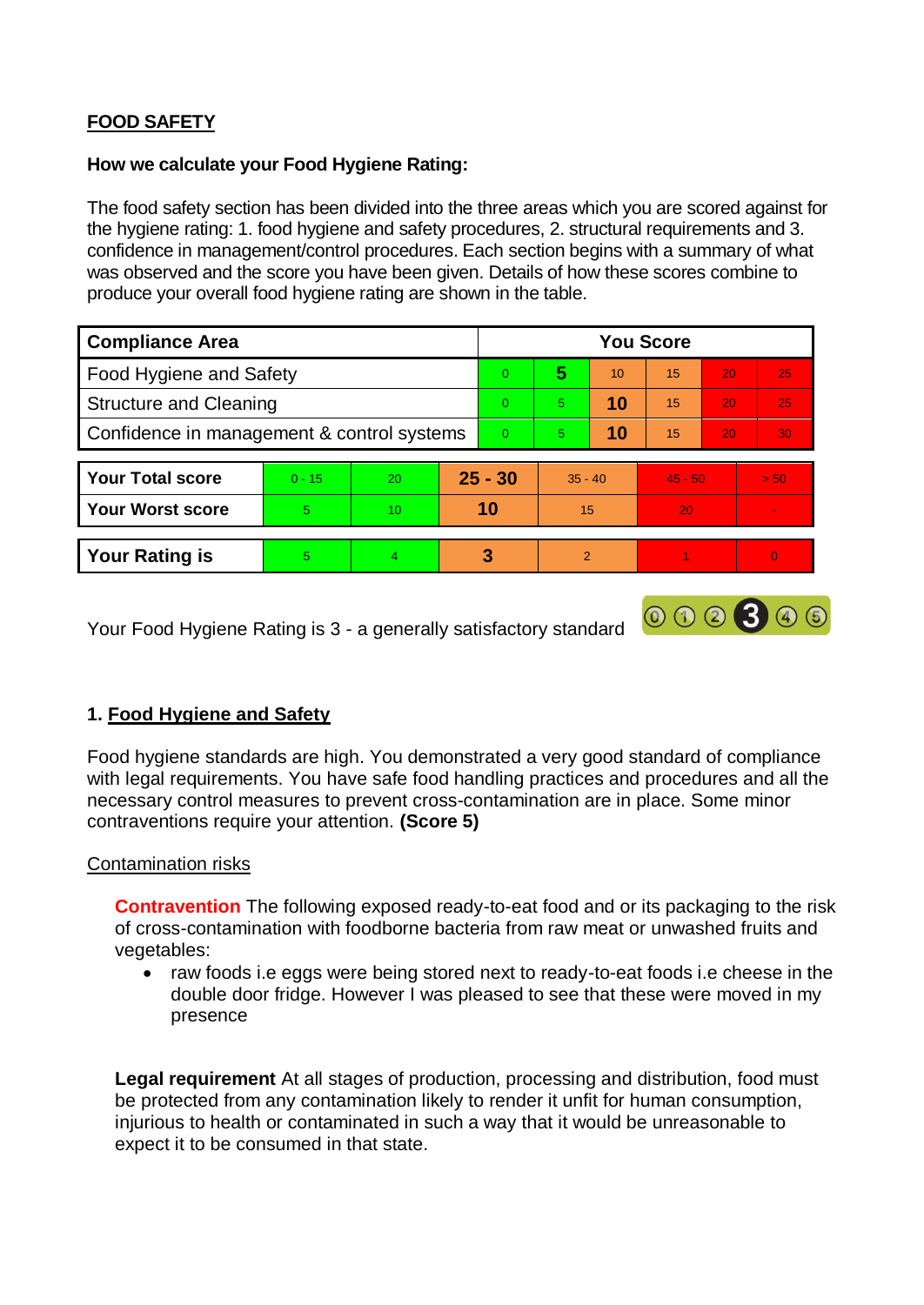## FOOD SAFETY

**How we calculate your Food Hygiene Rating:**

The food safety section has been divided into the three areas which you are scored against for the hygiene rating: 1. food hygiene and safety procedures, 2. structural requirements and 3. confidence in management/control procedures. Each section begins with a summary of what was observed and the score you have been given. Details of how these scores combine to produce your overall food hygiene rating are shown in the table.

| Compliance Area | You Score | | | | | |
|---|---|---|---|---|---|---|
| Food Hygiene and Safety | 0 | **5** | 10 | 15 | 20 | 25 |
| Structure and Cleaning | 0 | 5 | **10** | 15 | 20 | 25 |
| Confidence in management & control systems | 0 | 5 | **10** | 15 | 20 | 30 |

| | | | | | | |
|---|---|---|---|---|---|---|
| **Your Total score** | 0 - 15 | 20 | **25 - 30** | 35 - 40 | 45 - 50 | > 50 |
| **Your Worst score** | 5 | 10 | **10** | 15 | 20 | - |
| **Your Rating is** | 5 | 4 | **3** | 2 | 1 | 0 |

Your Food Hygiene Rating is 3 - a generally satisfactory standard

### 1. Food Hygiene and Safety

Food hygiene standards are high. You demonstrated a very good standard of compliance with legal requirements. You have safe food handling practices and procedures and all the necessary control measures to prevent cross-contamination are in place. Some minor contraventions require your attention. **(Score 5)**

Contamination risks

**Contravention** The following exposed ready-to-eat food and or its packaging to the risk of cross-contamination with foodborne bacteria from raw meat or unwashed fruits and vegetables:

- raw foods i.e eggs were being stored next to ready-to-eat foods i.e cheese in the double door fridge. However I was pleased to see that these were moved in my presence

**Legal requirement** At all stages of production, processing and distribution, food must be protected from any contamination likely to render it unfit for human consumption, injurious to health or contaminated in such a way that it would be unreasonable to expect it to be consumed in that state.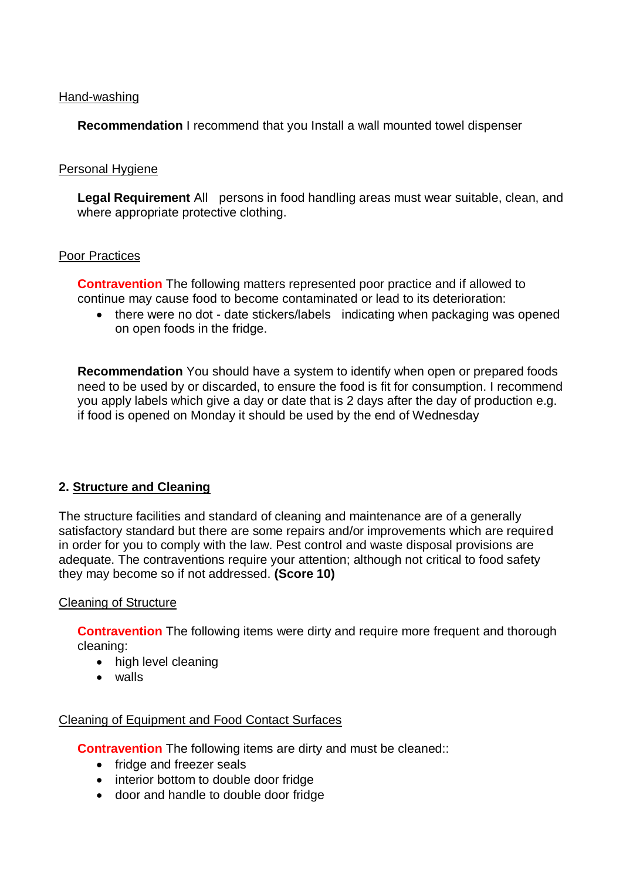Hand-washing

**Recommendation** I recommend that you Install a wall mounted towel dispenser

Personal Hygiene

**Legal Requirement** All persons in food handling areas must wear suitable, clean, and where appropriate protective clothing.

Poor Practices

**Contravention** The following matters represented poor practice and if allowed to continue may cause food to become contaminated or lead to its deterioration:

- there were no dot - date stickers/labels indicating when packaging was opened on open foods in the fridge.

**Recommendation** You should have a system to identify when open or prepared foods need to be used by or discarded, to ensure the food is fit for consumption. I recommend you apply labels which give a day or date that is 2 days after the day of production e.g. if food is opened on Monday it should be used by the end of Wednesday

## 2. Structure and Cleaning

The structure facilities and standard of cleaning and maintenance are of a generally satisfactory standard but there are some repairs and/or improvements which are required in order for you to comply with the law. Pest control and waste disposal provisions are adequate. The contraventions require your attention; although not critical to food safety they may become so if not addressed. **(Score 10)**

Cleaning of Structure

**Contravention** The following items were dirty and require more frequent and thorough cleaning:

- high level cleaning
- walls

Cleaning of Equipment and Food Contact Surfaces

**Contravention** The following items are dirty and must be cleaned::

- fridge and freezer seals
- interior bottom to double door fridge
- door and handle to double door fridge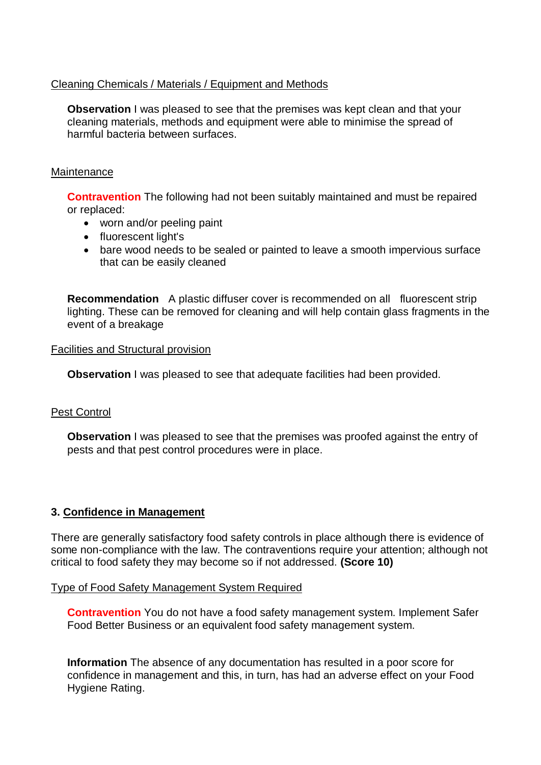Cleaning Chemicals / Materials / Equipment and Methods

**Observation** I was pleased to see that the premises was kept clean and that your cleaning materials, methods and equipment were able to minimise the spread of harmful bacteria between surfaces.

Maintenance

**Contravention** The following had not been suitably maintained and must be repaired or replaced:

- worn and/or peeling paint
- fluorescent light's
- bare wood needs to be sealed or painted to leave a smooth impervious surface that can be easily cleaned

**Recommendation** A plastic diffuser cover is recommended on all fluorescent strip lighting. These can be removed for cleaning and will help contain glass fragments in the event of a breakage

Facilities and Structural provision

**Observation** I was pleased to see that adequate facilities had been provided.

Pest Control

**Observation** I was pleased to see that the premises was proofed against the entry of pests and that pest control procedures were in place.

## 3. Confidence in Management

There are generally satisfactory food safety controls in place although there is evidence of some non-compliance with the law. The contraventions require your attention; although not critical to food safety they may become so if not addressed. **(Score 10)**

Type of Food Safety Management System Required

**Contravention** You do not have a food safety management system. Implement Safer Food Better Business or an equivalent food safety management system.

**Information** The absence of any documentation has resulted in a poor score for confidence in management and this, in turn, has had an adverse effect on your Food Hygiene Rating.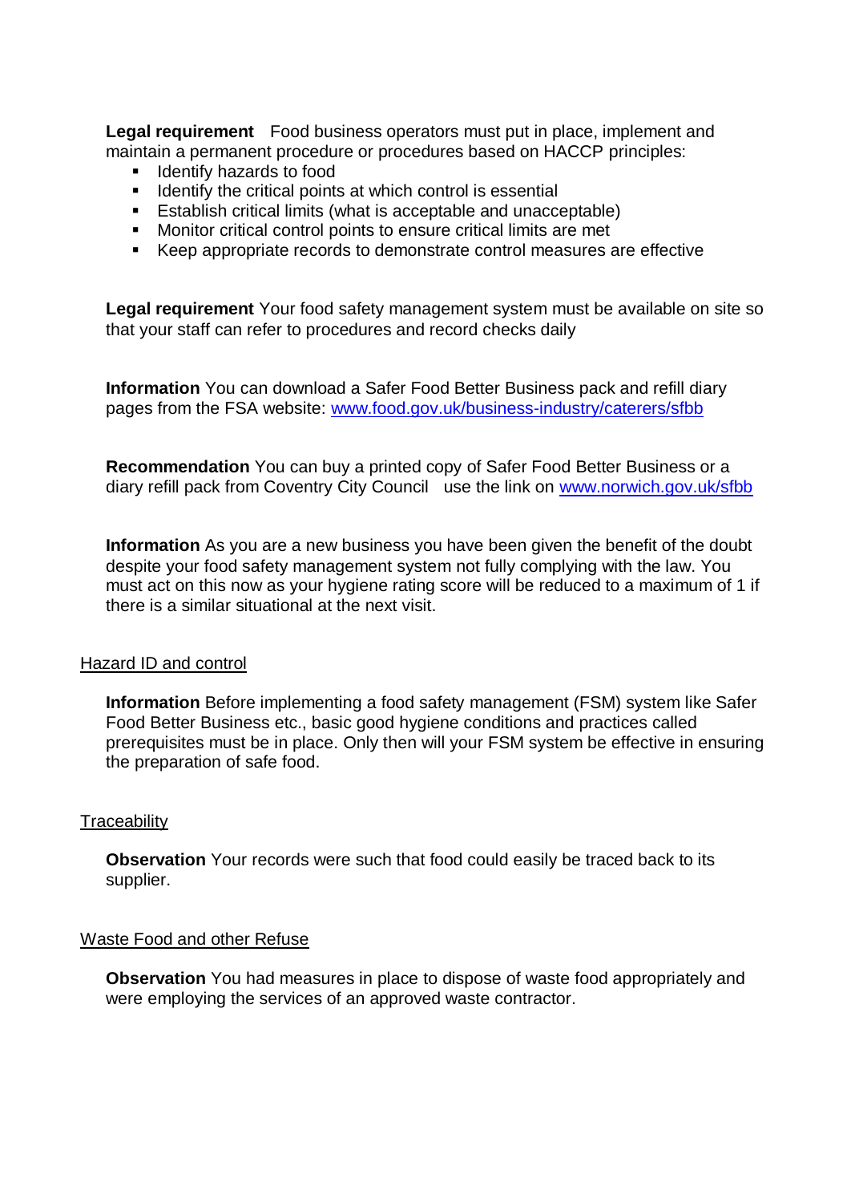**Legal requirement** Food business operators must put in place, implement and maintain a permanent procedure or procedures based on HACCP principles:

- Identify hazards to food
- Identify the critical points at which control is essential
- Establish critical limits (what is acceptable and unacceptable)
- Monitor critical control points to ensure critical limits are met
- Keep appropriate records to demonstrate control measures are effective

**Legal requirement** Your food safety management system must be available on site so that your staff can refer to procedures and record checks daily

**Information** You can download a Safer Food Better Business pack and refill diary pages from the FSA website: [www.food.gov.uk/business-industry/caterers/sfbb](www.food.gov.uk/business-industry/caterers/sfbb)

**Recommendation** You can buy a printed copy of Safer Food Better Business or a diary refill pack from Coventry City Council use the link on [www.norwich.gov.uk/sfbb](www.norwich.gov.uk/sfbb)

**Information** As you are a new business you have been given the benefit of the doubt despite your food safety management system not fully complying with the law. You must act on this now as your hygiene rating score will be reduced to a maximum of 1 if there is a similar situational at the next visit.

## Hazard ID and control

**Information** Before implementing a food safety management (FSM) system like Safer Food Better Business etc., basic good hygiene conditions and practices called prerequisites must be in place. Only then will your FSM system be effective in ensuring the preparation of safe food.

## Traceability

**Observation** Your records were such that food could easily be traced back to its supplier.

## Waste Food and other Refuse

**Observation** You had measures in place to dispose of waste food appropriately and were employing the services of an approved waste contractor.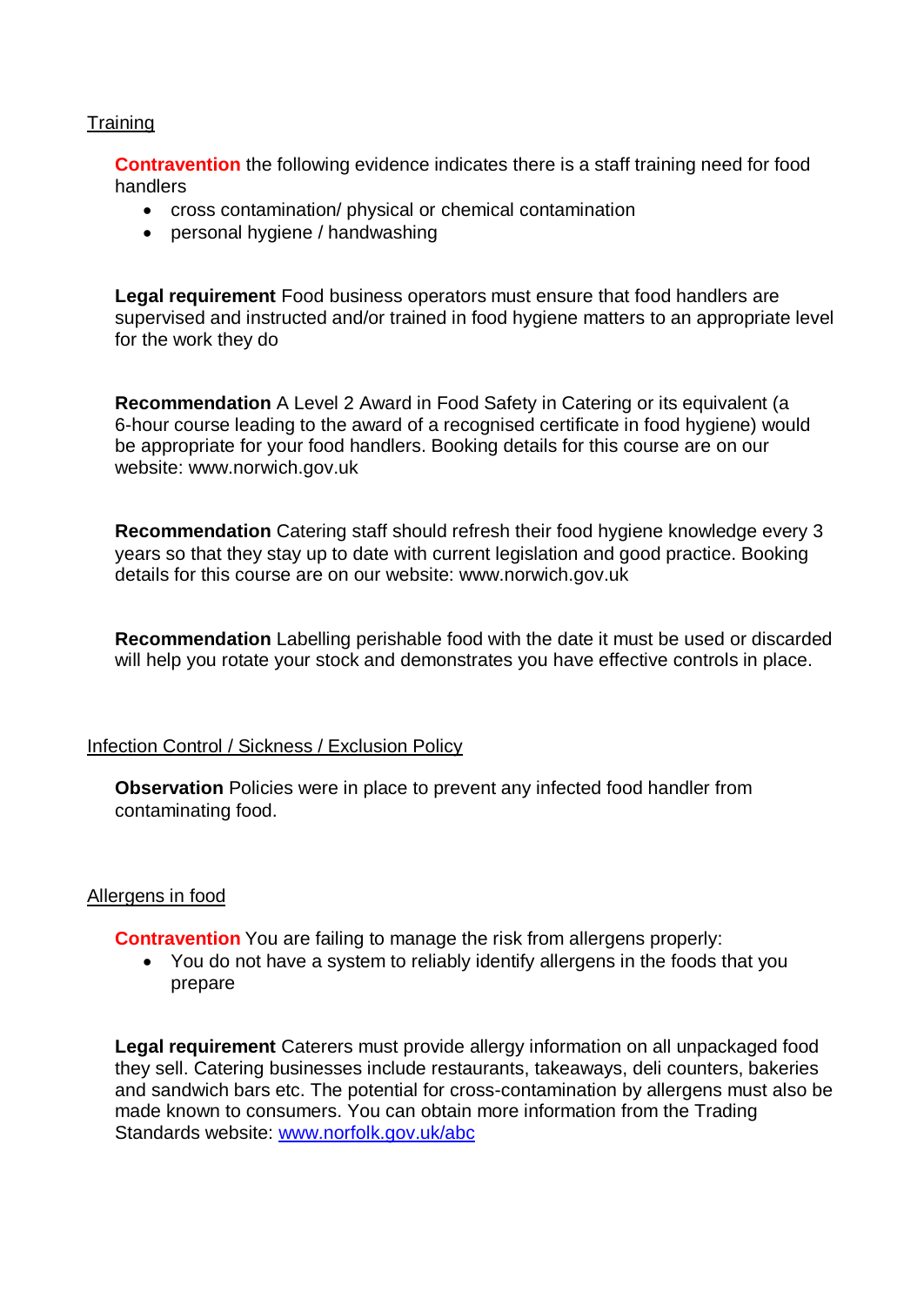Training

**Contravention** the following evidence indicates there is a staff training need for food handlers

- cross contamination/ physical or chemical contamination
- personal hygiene / handwashing

**Legal requirement** Food business operators must ensure that food handlers are supervised and instructed and/or trained in food hygiene matters to an appropriate level for the work they do

**Recommendation** A Level 2 Award in Food Safety in Catering or its equivalent (a 6-hour course leading to the award of a recognised certificate in food hygiene) would be appropriate for your food handlers. Booking details for this course are on our website: www.norwich.gov.uk

**Recommendation** Catering staff should refresh their food hygiene knowledge every 3 years so that they stay up to date with current legislation and good practice. Booking details for this course are on our website: www.norwich.gov.uk

**Recommendation** Labelling perishable food with the date it must be used or discarded will help you rotate your stock and demonstrates you have effective controls in place.

Infection Control / Sickness / Exclusion Policy

**Observation** Policies were in place to prevent any infected food handler from contaminating food.

Allergens in food

**Contravention** You are failing to manage the risk from allergens properly:

- You do not have a system to reliably identify allergens in the foods that you prepare

**Legal requirement** Caterers must provide allergy information on all unpackaged food they sell. Catering businesses include restaurants, takeaways, deli counters, bakeries and sandwich bars etc. The potential for cross-contamination by allergens must also be made known to consumers. You can obtain more information from the Trading Standards website: www.norfolk.gov.uk/abc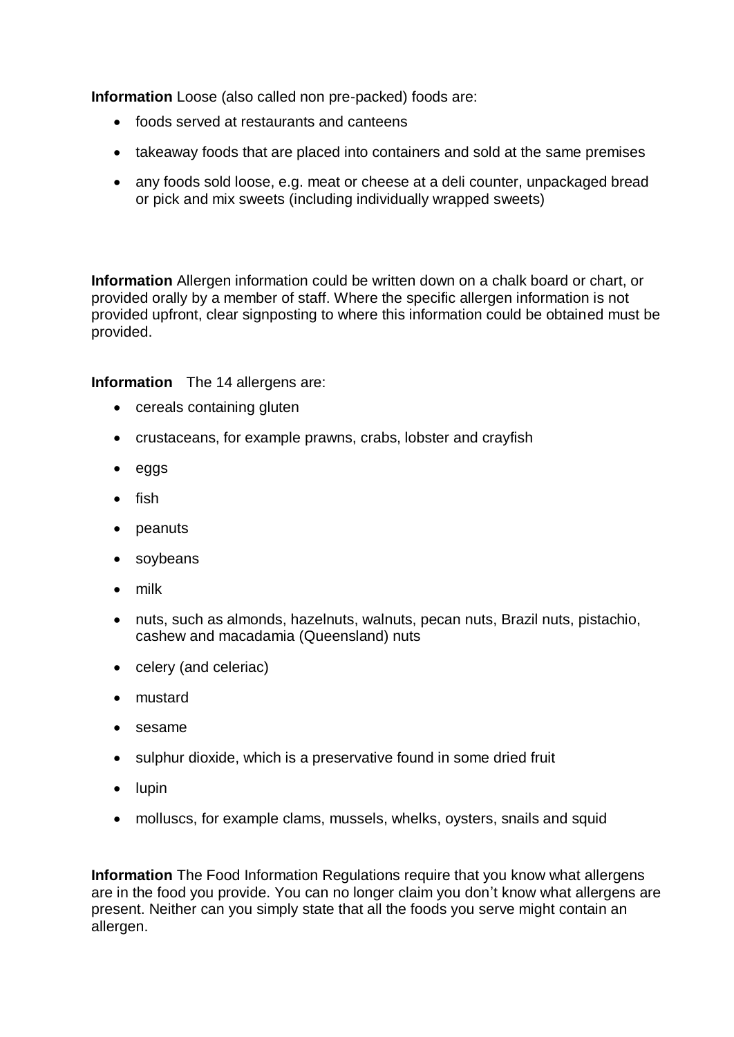**Information** Loose (also called non pre-packed) foods are:

- foods served at restaurants and canteens
- takeaway foods that are placed into containers and sold at the same premises
- any foods sold loose, e.g. meat or cheese at a deli counter, unpackaged bread or pick and mix sweets (including individually wrapped sweets)

**Information** Allergen information could be written down on a chalk board or chart, or provided orally by a member of staff. Where the specific allergen information is not provided upfront, clear signposting to where this information could be obtained must be provided.

**Information** The 14 allergens are:

- cereals containing gluten
- crustaceans, for example prawns, crabs, lobster and crayfish
- eggs
- fish
- peanuts
- soybeans
- milk
- nuts, such as almonds, hazelnuts, walnuts, pecan nuts, Brazil nuts, pistachio, cashew and macadamia (Queensland) nuts
- celery (and celeriac)
- mustard
- sesame
- sulphur dioxide, which is a preservative found in some dried fruit
- lupin
- molluscs, for example clams, mussels, whelks, oysters, snails and squid

**Information** The Food Information Regulations require that you know what allergens are in the food you provide. You can no longer claim you don't know what allergens are present. Neither can you simply state that all the foods you serve might contain an allergen.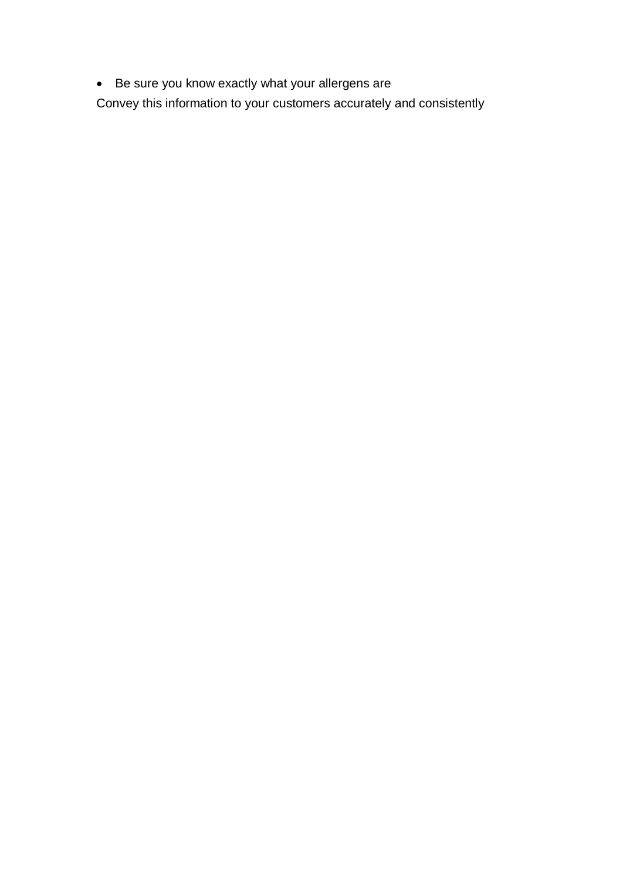- Be sure you know exactly what your allergens are

Convey this information to your customers accurately and consistently